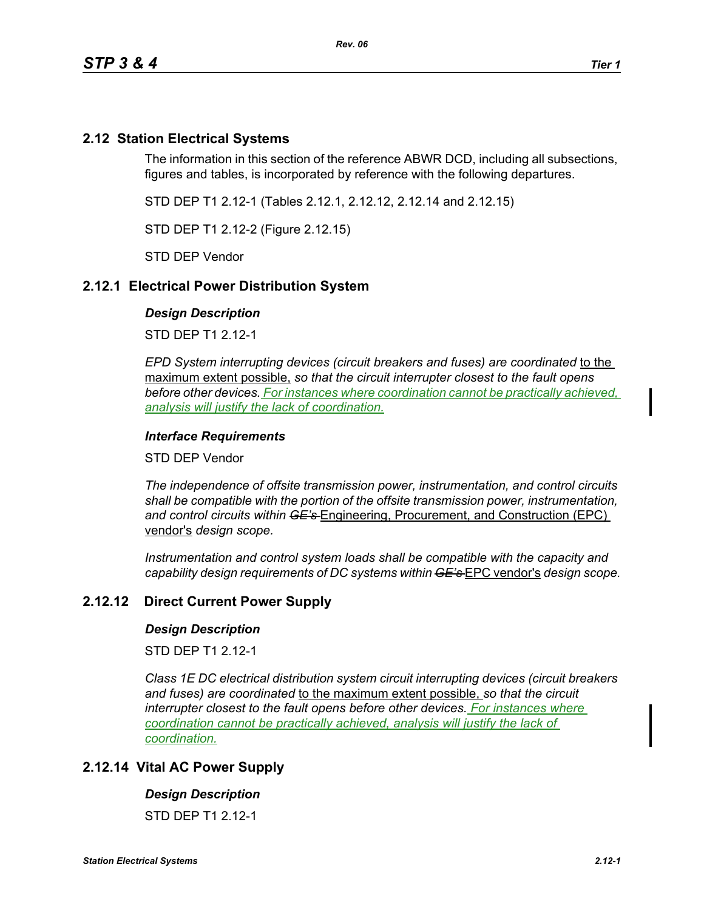## 2.12 Station Electrical Systems

The information in this section of the reference ABWR DCD, including all subsections, figures and tables, is incorporated by reference with the following departures.

STD DEP T1 2.12-1 (Tables 2.12.1, 2.12.12, 2.12.14 and 2.12.15)

STD DEP T1 2.12-2 (Figure 2.12.15)

STD DEP Vendor

## 2.12.1 Electrical Power Distribution System

### *Design Description*

STD DEP T1 2.12-1

*EPD System interrupting devices (circuit breakers and fuses) are coordinated* to the maximum extent possible, *so that the circuit interrupter closest to the fault opens before other devices. For instances where coordination cannot be practically achieved, analysis will justify the lack of coordination.*

### *Interface Requirements*

STD DEP Vendor

*The independence of offsite transmission power, instrumentation, and control circuits shall be compatible with the portion of the offsite transmission power, instrumentation, and control circuits within ~~GE's~~* Engineering, Procurement, and Construction (EPC) vendor's *design scope.*

*Instrumentation and control system loads shall be compatible with the capacity and capability design requirements of DC systems within ~~GE's~~* EPC vendor's *design scope.*

## 2.12.12 Direct Current Power Supply

### *Design Description*

STD DEP T1 2.12-1

*Class 1E DC electrical distribution system circuit interrupting devices (circuit breakers and fuses) are coordinated* to the maximum extent possible, *so that the circuit interrupter closest to the fault opens before other devices. For instances where coordination cannot be practically achieved, analysis will justify the lack of coordination.*

## 2.12.14 Vital AC Power Supply

### *Design Description*

STD DEP T1 2.12-1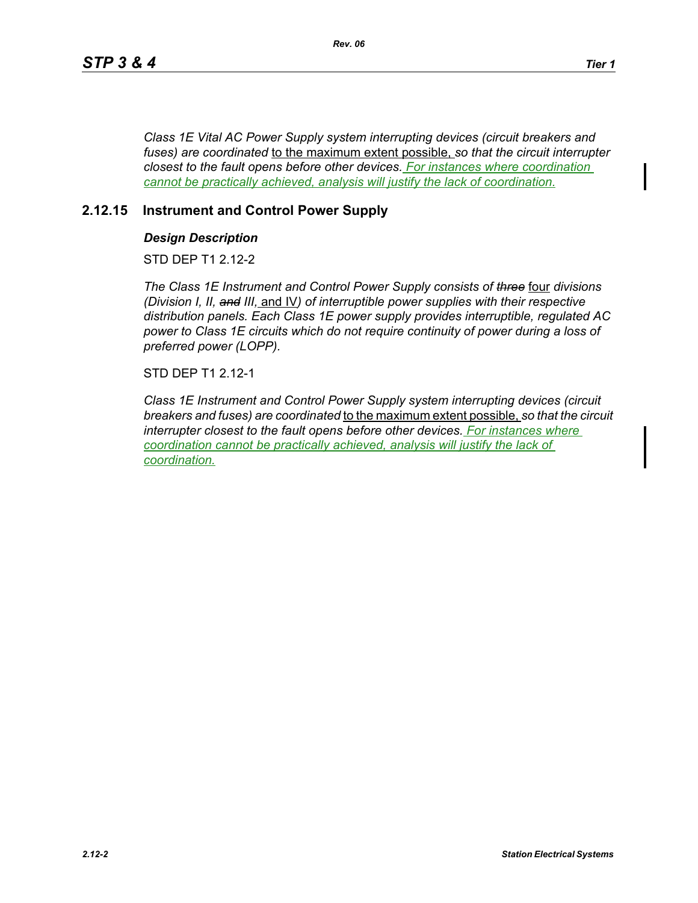*Class 1E Vital AC Power Supply system interrupting devices (circuit breakers and fuses) are coordinated* to the maximum extent possible, *so that the circuit interrupter closest to the fault opens before other devices. For instances where coordination cannot be practically achieved, analysis will justify the lack of coordination.*

## 2.12.15 Instrument and Control Power Supply

### *Design Description*

STD DEP T1 2.12-2

*The Class 1E Instrument and Control Power Supply consists of ~~three~~* four *divisions (Division I, II, ~~and~~ III,* and IV*) of interruptible power supplies with their respective distribution panels. Each Class 1E power supply provides interruptible, regulated AC power to Class 1E circuits which do not require continuity of power during a loss of preferred power (LOPP).*

STD DEP T1 2.12-1

*Class 1E Instrument and Control Power Supply system interrupting devices (circuit breakers and fuses) are coordinated* to the maximum extent possible, *so that the circuit interrupter closest to the fault opens before other devices. For instances where coordination cannot be practically achieved, analysis will justify the lack of coordination.*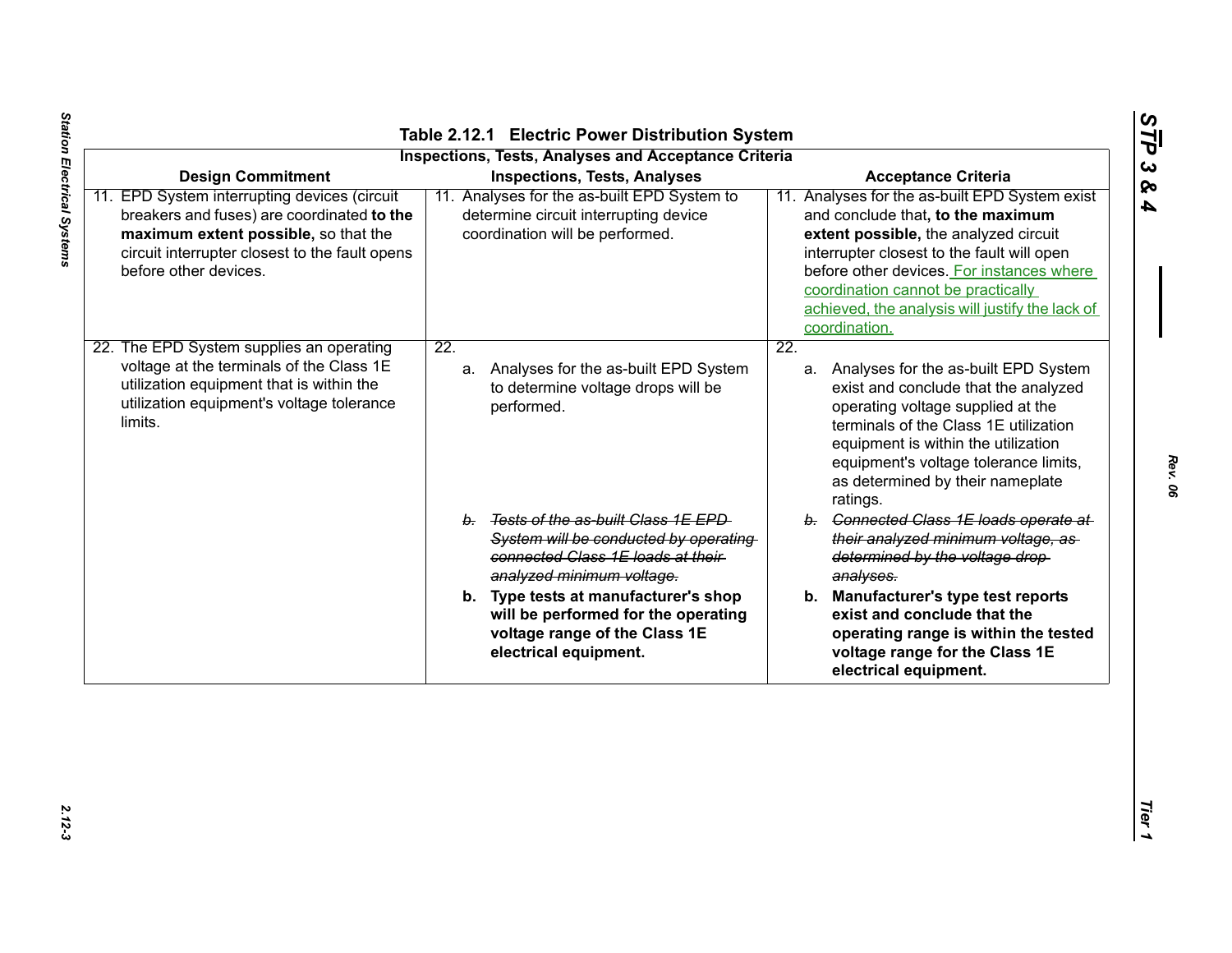## Table 2.12.1 Electric Power Distribution System

**Inspections, Tests, Analyses and Acceptance Criteria**

| Design Commitment | Inspections, Tests, Analyses | Acceptance Criteria |
|---|---|---|
| 11. EPD System interrupting devices (circuit breakers and fuses) are coordinated **to the maximum extent possible,** so that the circuit interrupter closest to the fault opens before other devices. | 11. Analyses for the as-built EPD System to determine circuit interrupting device coordination will be performed. | 11. Analyses for the as-built EPD System exist and conclude that**, to the maximum extent possible,** the analyzed circuit interrupter closest to the fault will open before other devices. For instances where coordination cannot be practically achieved, the analysis will justify the lack of coordination. |
| 22. The EPD System supplies an operating voltage at the terminals of the Class 1E utilization equipment that is within the utilization equipment's voltage tolerance limits. | 22. a. Analyses for the as-built EPD System to determine voltage drops will be performed. | 22. a. Analyses for the as-built EPD System exist and conclude that the analyzed operating voltage supplied at the terminals of the Class 1E utilization equipment is within the utilization equipment's voltage tolerance limits, as determined by their nameplate ratings. |
| | ~~*b. Tests of the as-built Class 1E EPD System will be conducted by operating connected Class 1E loads at their analyzed minimum voltage.*~~ | ~~*b. Connected Class 1E loads operate at their analyzed minimum voltage, as determined by the voltage drop analyses.*~~ |
| | **b. Type tests at manufacturer's shop will be performed for the operating voltage range of the Class 1E electrical equipment.** | **b. Manufacturer's type test reports exist and conclude that the operating range is within the tested voltage range for the Class 1E electrical equipment.** |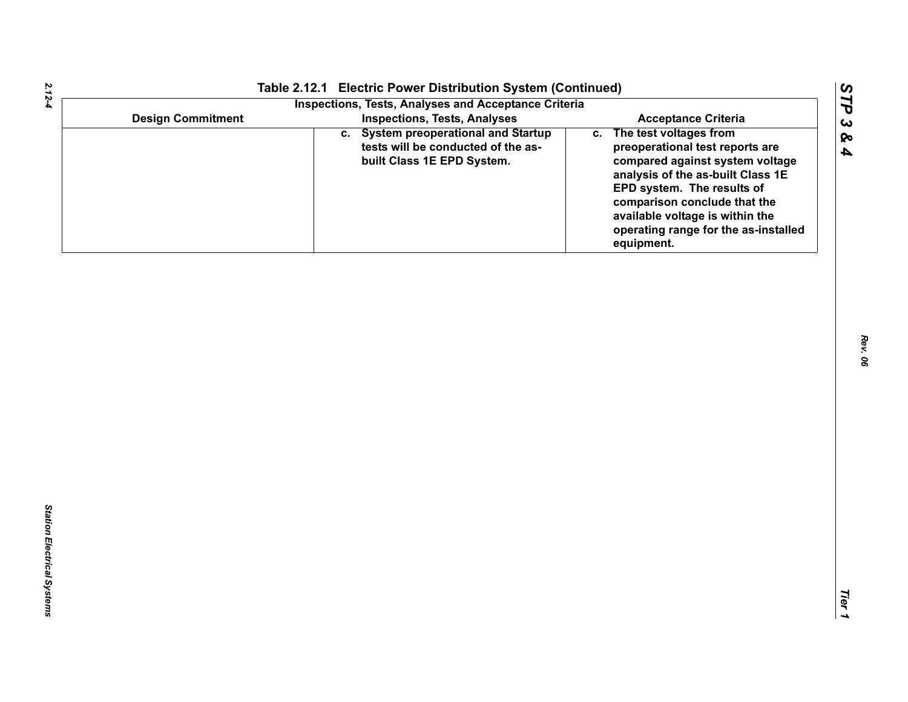## Table 2.12.1 Electric Power Distribution System (Continued)

| Inspections, Tests, Analyses and Acceptance Criteria | | |
|---|---|---|
| **Design Commitment** | **Inspections, Tests, Analyses** | **Acceptance Criteria** |
| | c. System preoperational and Startup tests will be conducted of the as-built Class 1E EPD System. | c. The test voltages from preoperational test reports are compared against system voltage analysis of the as-built Class 1E EPD system. The results of comparison conclude that the available voltage is within the operating range for the as-installed equipment. |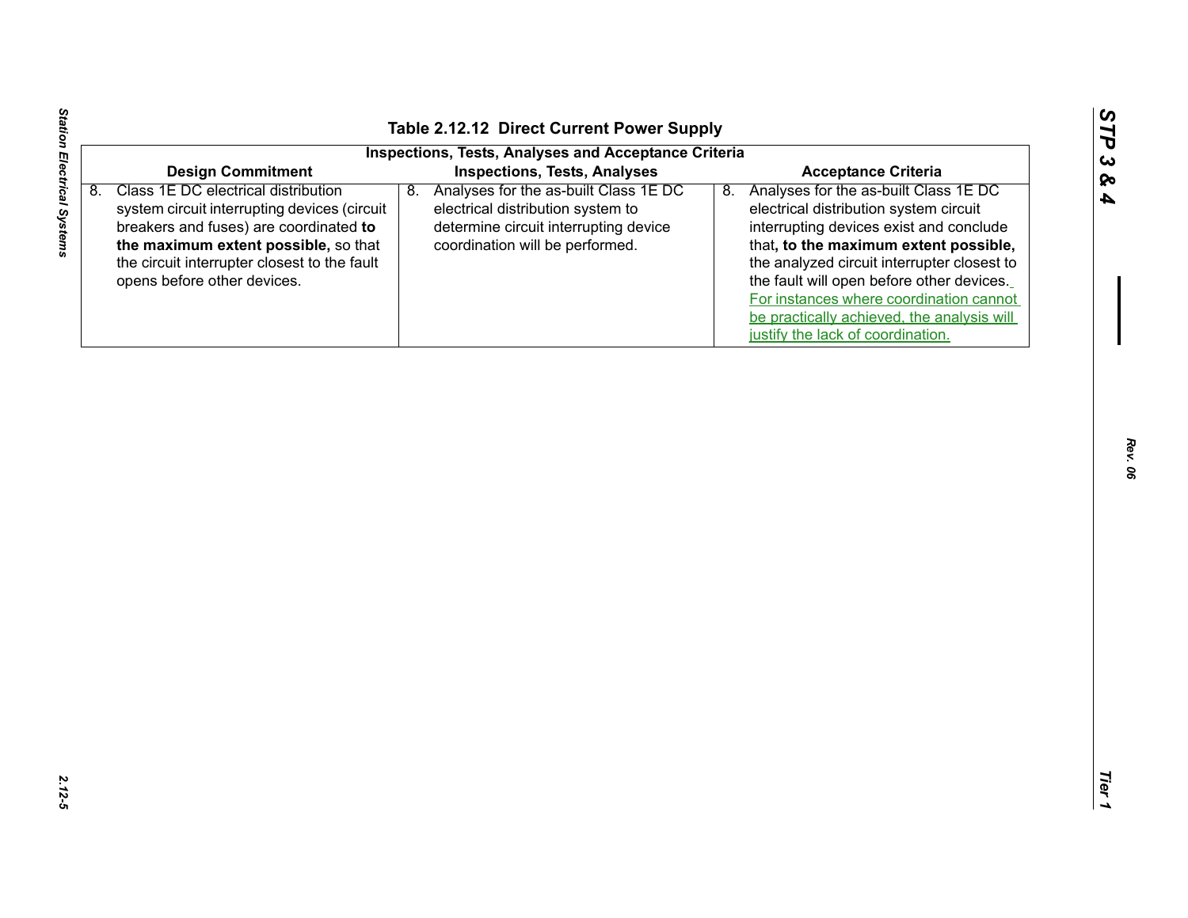## Table 2.12.12 Direct Current Power Supply

| Inspections, Tests, Analyses and Acceptance Criteria | | |
|---|---|---|
| **Design Commitment** | **Inspections, Tests, Analyses** | **Acceptance Criteria** |
| 8. Class 1E DC electrical distribution system circuit interrupting devices (circuit breakers and fuses) are coordinated **to the maximum extent possible,** so that the circuit interrupter closest to the fault opens before other devices. | 8. Analyses for the as-built Class 1E DC electrical distribution system to determine circuit interrupting device coordination will be performed. | 8. Analyses for the as-built Class 1E DC electrical distribution system circuit interrupting devices exist and conclude that**, to the maximum extent possible,** the analyzed circuit interrupter closest to the fault will open before other devices. For instances where coordination cannot be practically achieved, the analysis will justify the lack of coordination. |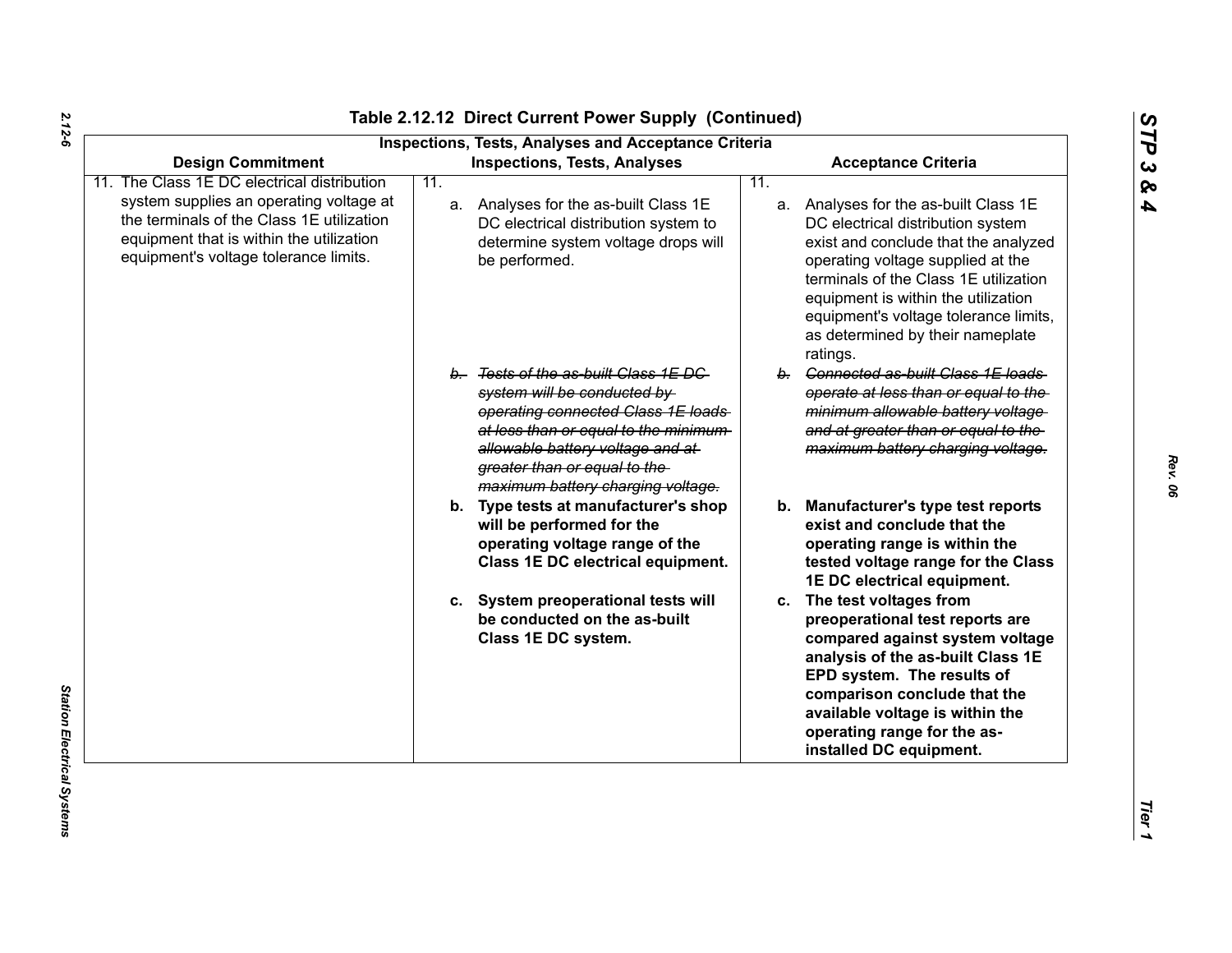# Table 2.12.12 Direct Current Power Supply (Continued)

| Design Commitment | Inspections, Tests, Analyses | Acceptance Criteria |
|---|---|---|
| 11. The Class 1E DC electrical distribution system supplies an operating voltage at the terminals of the Class 1E utilization equipment that is within the utilization equipment's voltage tolerance limits. | 11. a. Analyses for the as-built Class 1E DC electrical distribution system to determine system voltage drops will be performed. | 11. a. Analyses for the as-built Class 1E DC electrical distribution system exist and conclude that the analyzed operating voltage supplied at the terminals of the Class 1E utilization equipment is within the utilization equipment's voltage tolerance limits, as determined by their nameplate ratings. |
| | ~~b. Tests of the as-built Class 1E DC system will be conducted by operating connected Class 1E loads at less than or equal to the minimum allowable battery voltage and at greater than or equal to the maximum battery charging voltage.~~ | ~~b. Connected as-built Class 1E loads operate at less than or equal to the minimum allowable battery voltage and at greater than or equal to the maximum battery charging voltage.~~ |
| | **b. Type tests at manufacturer's shop will be performed for the operating voltage range of the Class 1E DC electrical equipment.** | **b. Manufacturer's type test reports exist and conclude that the operating range is within the tested voltage range for the Class 1E DC electrical equipment.** |
| | **c. System preoperational tests will be conducted on the as-built Class 1E DC system.** | **c. The test voltages from preoperational test reports are compared against system voltage analysis of the as-built Class 1E EPD system. The results of comparison conclude that the available voltage is within the operating range for the as-installed DC equipment.** |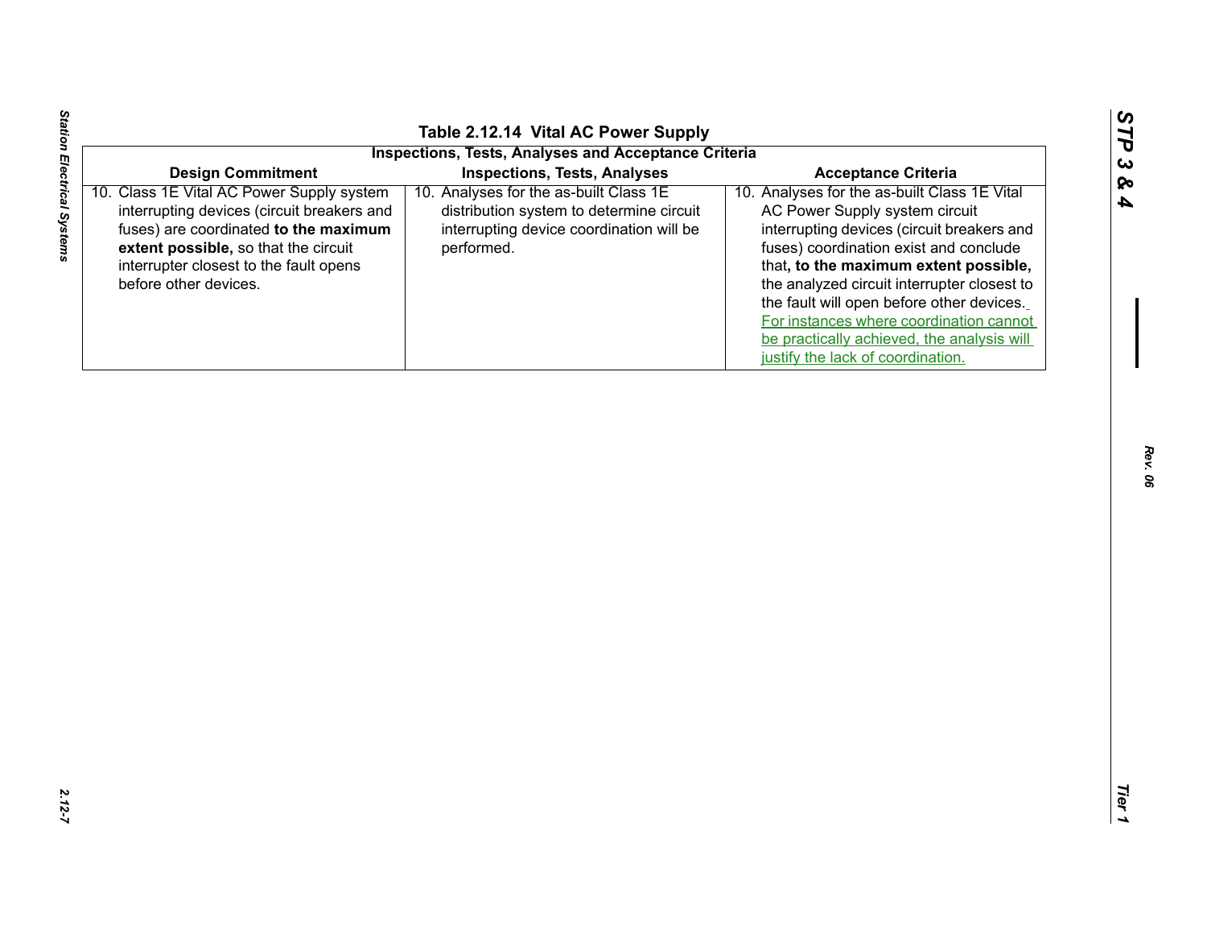## Table 2.12.14 Vital AC Power Supply

| Inspections, Tests, Analyses and Acceptance Criteria | | |
|---|---|---|
| **Design Commitment** | **Inspections, Tests, Analyses** | **Acceptance Criteria** |
| 10. Class 1E Vital AC Power Supply system interrupting devices (circuit breakers and fuses) are coordinated **to the maximum extent possible,** so that the circuit interrupter closest to the fault opens before other devices. | 10. Analyses for the as-built Class 1E distribution system to determine circuit interrupting device coordination will be performed. | 10. Analyses for the as-built Class 1E Vital AC Power Supply system circuit interrupting devices (circuit breakers and fuses) coordination exist and conclude that**, to the maximum extent possible,** the analyzed circuit interrupter closest to the fault will open before other devices. For instances where coordination cannot be practically achieved, the analysis will justify the lack of coordination. |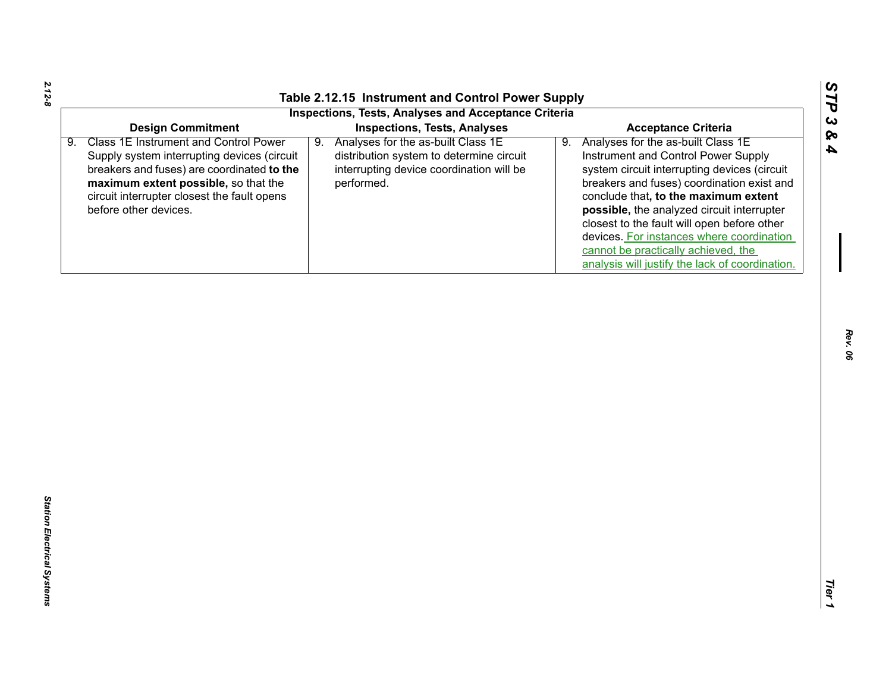## Table 2.12.15 Instrument and Control Power Supply

### Inspections, Tests, Analyses and Acceptance Criteria

| Design Commitment | Inspections, Tests, Analyses | Acceptance Criteria |
|---|---|---|
| 9. Class 1E Instrument and Control Power Supply system interrupting devices (circuit breakers and fuses) are coordinated **to the maximum extent possible,** so that the circuit interrupter closest the fault opens before other devices. | 9. Analyses for the as-built Class 1E distribution system to determine circuit interrupting device coordination will be performed. | 9. Analyses for the as-built Class 1E Instrument and Control Power Supply system circuit interrupting devices (circuit breakers and fuses) coordination exist and conclude that**, to the maximum extent possible,** the analyzed circuit interrupter closest to the fault will open before other devices. For instances where coordination cannot be practically achieved, the analysis will justify the lack of coordination. |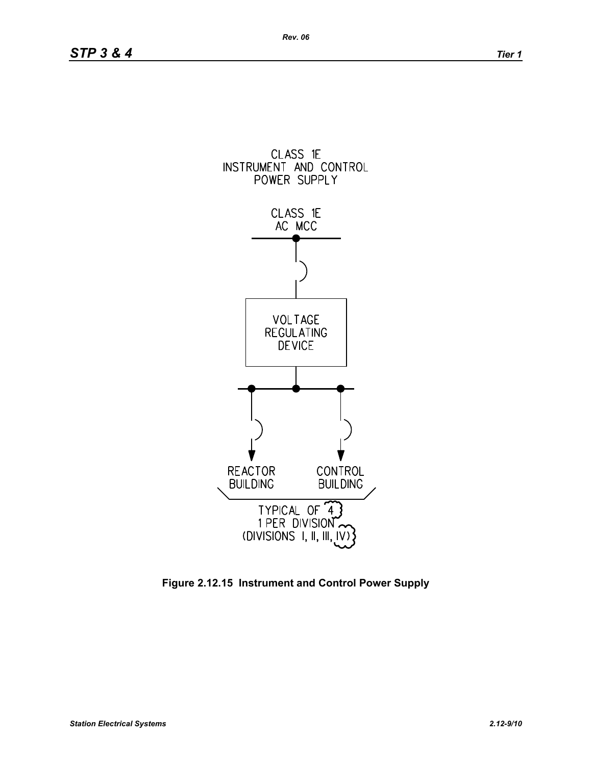CLASS 1E
INSTRUMENT AND CONTROL
POWER SUPPLY

CLASS 1E
AC MCC

VOLTAGE
REGULATING
DEVICE

REACTOR
BUILDING

CONTROL
BUILDING

TYPICAL OF 4
1 PER DIVISION
(DIVISIONS I, II, III, IV)

**Figure 2.12.15 Instrument and Control Power Supply**